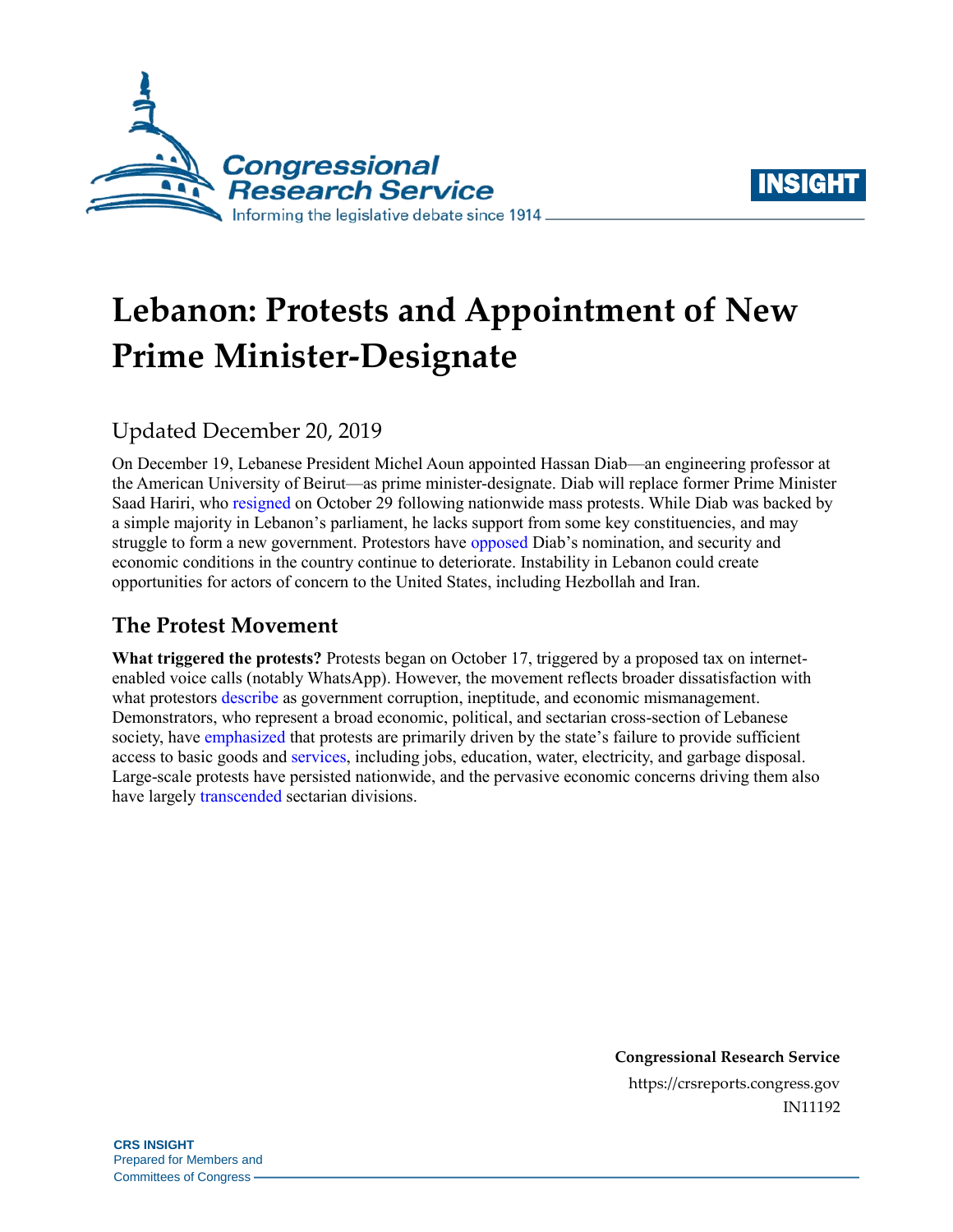# Lebanon: Protests and Appointment of New Prime Minister-Designate

Updated December 20, 2019

On December 19, Lebanese President Michel Aoun appointed Hassan Diab—an engineering professor at the American University of Beirut—as prime minister-designate. Diab will replace former Prime Minister Saad Hariri, who resigned on October 29 following nationwide mass protests. While Diab was backed by a simple majority in Lebanon's parliament, he lacks support from some key constituencies, and may struggle to form a new government. Protestors have opposed Diab's nomination, and security and economic conditions in the country continue to deteriorate. Instability in Lebanon could create opportunities for actors of concern to the United States, including Hezbollah and Iran.

## The Protest Movement

**What triggered the protests?** Protests began on October 17, triggered by a proposed tax on internet-enabled voice calls (notably WhatsApp). However, the movement reflects broader dissatisfaction with what protestors describe as government corruption, ineptitude, and economic mismanagement. Demonstrators, who represent a broad economic, political, and sectarian cross-section of Lebanese society, have emphasized that protests are primarily driven by the state's failure to provide sufficient access to basic goods and services, including jobs, education, water, electricity, and garbage disposal. Large-scale protests have persisted nationwide, and the pervasive economic concerns driving them also have largely transcended sectarian divisions.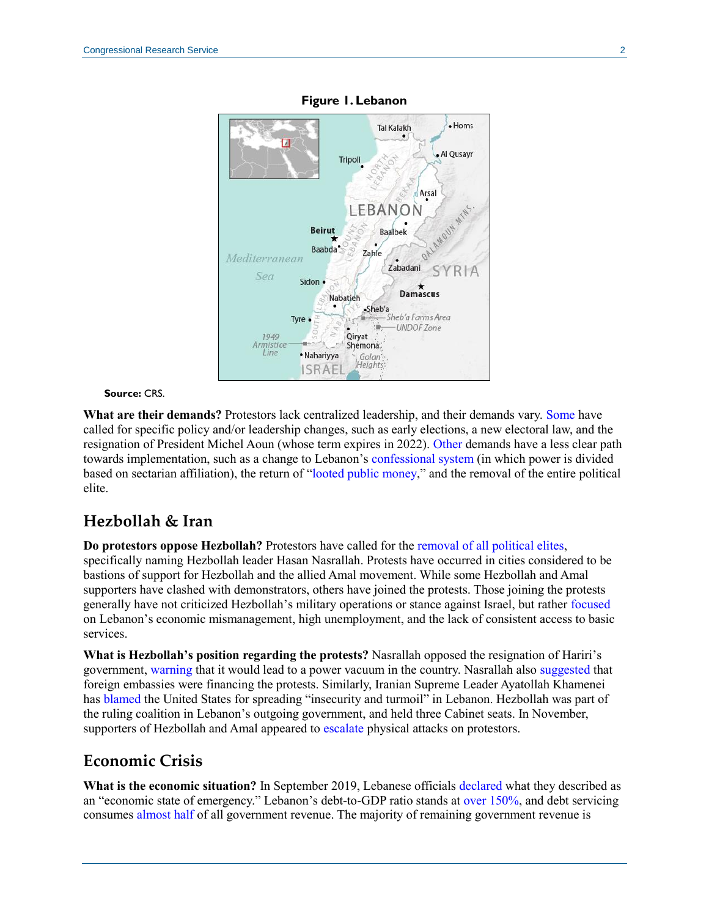**Figure 1. Lebanon**

**Source:** CRS.

**What are their demands?** Protestors lack centralized leadership, and their demands vary. Some have called for specific policy and/or leadership changes, such as early elections, a new electoral law, and the resignation of President Michel Aoun (whose term expires in 2022). Other demands have a less clear path towards implementation, such as a change to Lebanon's confessional system (in which power is divided based on sectarian affiliation), the return of "looted public money," and the removal of the entire political elite.

## Hezbollah & Iran

**Do protestors oppose Hezbollah?** Protestors have called for the removal of all political elites, specifically naming Hezbollah leader Hasan Nasrallah. Protests have occurred in cities considered to be bastions of support for Hezbollah and the allied Amal movement. While some Hezbollah and Amal supporters have clashed with demonstrators, others have joined the protests. Those joining the protests generally have not criticized Hezbollah's military operations or stance against Israel, but rather focused on Lebanon's economic mismanagement, high unemployment, and the lack of consistent access to basic services.

**What is Hezbollah's position regarding the protests?** Nasrallah opposed the resignation of Hariri's government, warning that it would lead to a power vacuum in the country. Nasrallah also suggested that foreign embassies were financing the protests. Similarly, Iranian Supreme Leader Ayatollah Khamenei has blamed the United States for spreading "insecurity and turmoil" in Lebanon. Hezbollah was part of the ruling coalition in Lebanon's outgoing government, and held three Cabinet seats. In November, supporters of Hezbollah and Amal appeared to escalate physical attacks on protestors.

## Economic Crisis

**What is the economic situation?** In September 2019, Lebanese officials declared what they described as an "economic state of emergency." Lebanon's debt-to-GDP ratio stands at over 150%, and debt servicing consumes almost half of all government revenue. The majority of remaining government revenue is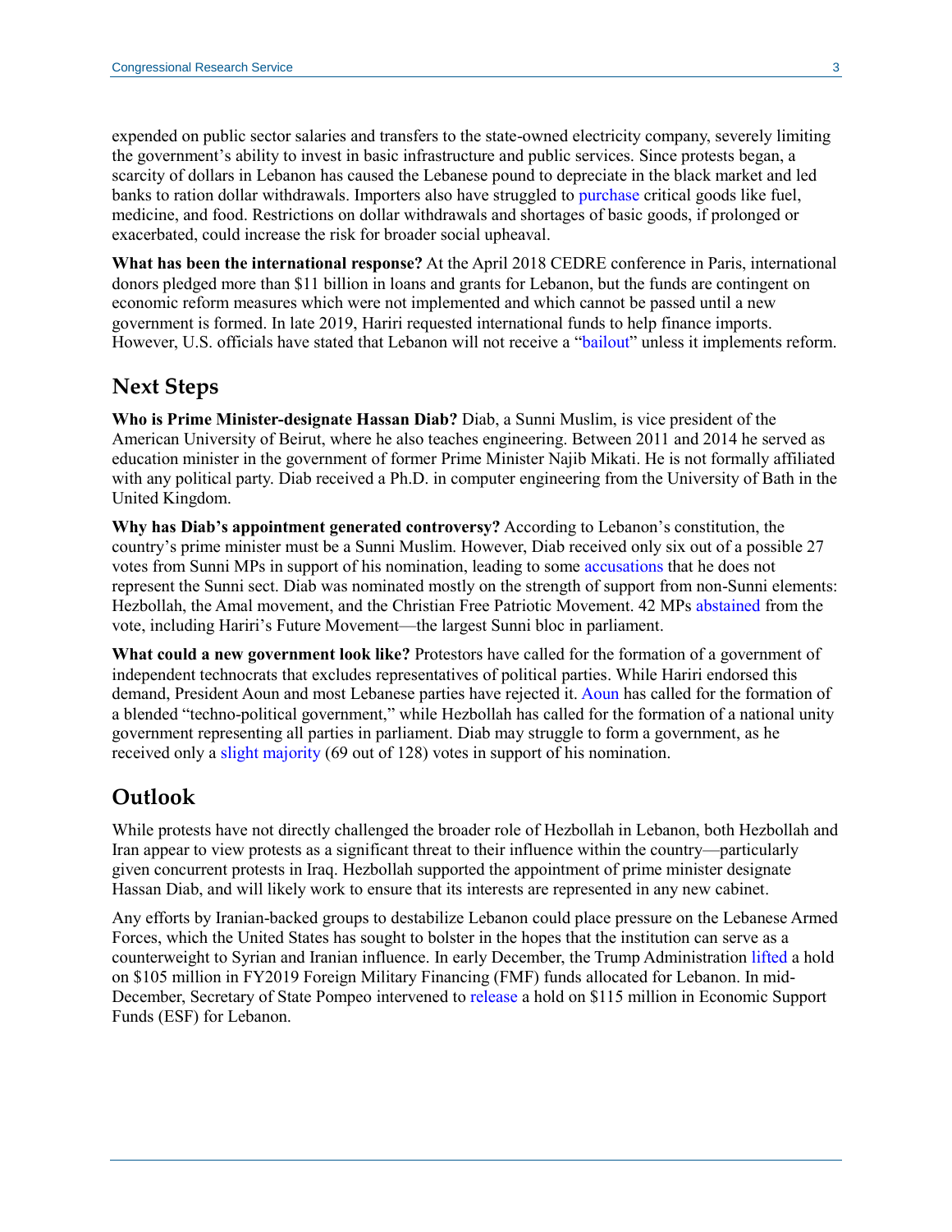expended on public sector salaries and transfers to the state-owned electricity company, severely limiting the government's ability to invest in basic infrastructure and public services. Since protests began, a scarcity of dollars in Lebanon has caused the Lebanese pound to depreciate in the black market and led banks to ration dollar withdrawals. Importers also have struggled to purchase critical goods like fuel, medicine, and food. Restrictions on dollar withdrawals and shortages of basic goods, if prolonged or exacerbated, could increase the risk for broader social upheaval.

**What has been the international response?** At the April 2018 CEDRE conference in Paris, international donors pledged more than $11 billion in loans and grants for Lebanon, but the funds are contingent on economic reform measures which were not implemented and which cannot be passed until a new government is formed. In late 2019, Hariri requested international funds to help finance imports. However, U.S. officials have stated that Lebanon will not receive a "bailout" unless it implements reform.

## Next Steps

**Who is Prime Minister-designate Hassan Diab?** Diab, a Sunni Muslim, is vice president of the American University of Beirut, where he also teaches engineering. Between 2011 and 2014 he served as education minister in the government of former Prime Minister Najib Mikati. He is not formally affiliated with any political party. Diab received a Ph.D. in computer engineering from the University of Bath in the United Kingdom.

**Why has Diab's appointment generated controversy?** According to Lebanon's constitution, the country's prime minister must be a Sunni Muslim. However, Diab received only six out of a possible 27 votes from Sunni MPs in support of his nomination, leading to some accusations that he does not represent the Sunni sect. Diab was nominated mostly on the strength of support from non-Sunni elements: Hezbollah, the Amal movement, and the Christian Free Patriotic Movement. 42 MPs abstained from the vote, including Hariri's Future Movement—the largest Sunni bloc in parliament.

**What could a new government look like?** Protestors have called for the formation of a government of independent technocrats that excludes representatives of political parties. While Hariri endorsed this demand, President Aoun and most Lebanese parties have rejected it. Aoun has called for the formation of a blended "techno-political government," while Hezbollah has called for the formation of a national unity government representing all parties in parliament. Diab may struggle to form a government, as he received only a slight majority (69 out of 128) votes in support of his nomination.

## Outlook

While protests have not directly challenged the broader role of Hezbollah in Lebanon, both Hezbollah and Iran appear to view protests as a significant threat to their influence within the country—particularly given concurrent protests in Iraq. Hezbollah supported the appointment of prime minister designate Hassan Diab, and will likely work to ensure that its interests are represented in any new cabinet.

Any efforts by Iranian-backed groups to destabilize Lebanon could place pressure on the Lebanese Armed Forces, which the United States has sought to bolster in the hopes that the institution can serve as a counterweight to Syrian and Iranian influence. In early December, the Trump Administration lifted a hold on $105 million in FY2019 Foreign Military Financing (FMF) funds allocated for Lebanon. In mid-December, Secretary of State Pompeo intervened to release a hold on $115 million in Economic Support Funds (ESF) for Lebanon.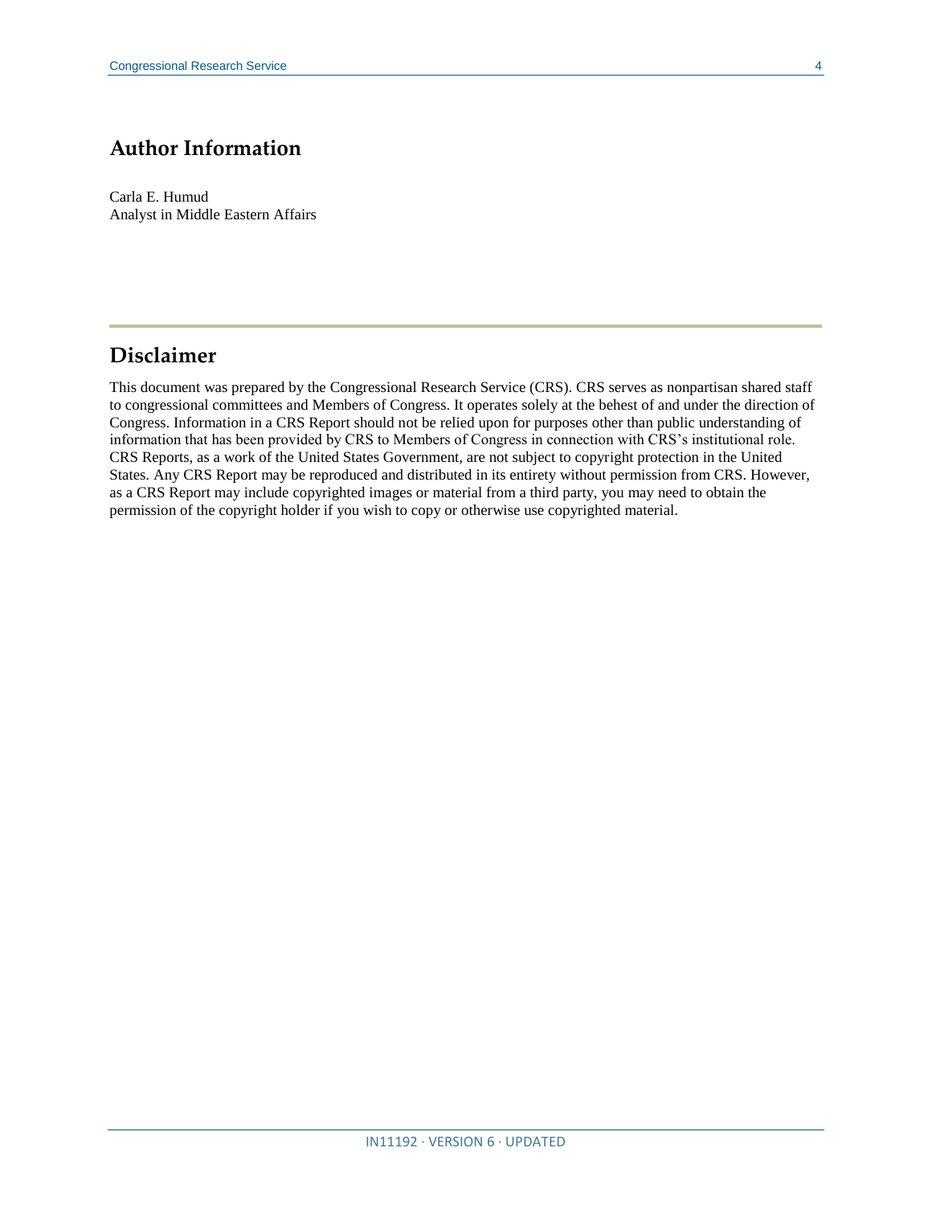## Author Information

Carla E. Humud
Analyst in Middle Eastern Affairs

## Disclaimer

This document was prepared by the Congressional Research Service (CRS). CRS serves as nonpartisan shared staff to congressional committees and Members of Congress. It operates solely at the behest of and under the direction of Congress. Information in a CRS Report should not be relied upon for purposes other than public understanding of information that has been provided by CRS to Members of Congress in connection with CRS's institutional role. CRS Reports, as a work of the United States Government, are not subject to copyright protection in the United States. Any CRS Report may be reproduced and distributed in its entirety without permission from CRS. However, as a CRS Report may include copyrighted images or material from a third party, you may need to obtain the permission of the copyright holder if you wish to copy or otherwise use copyrighted material.